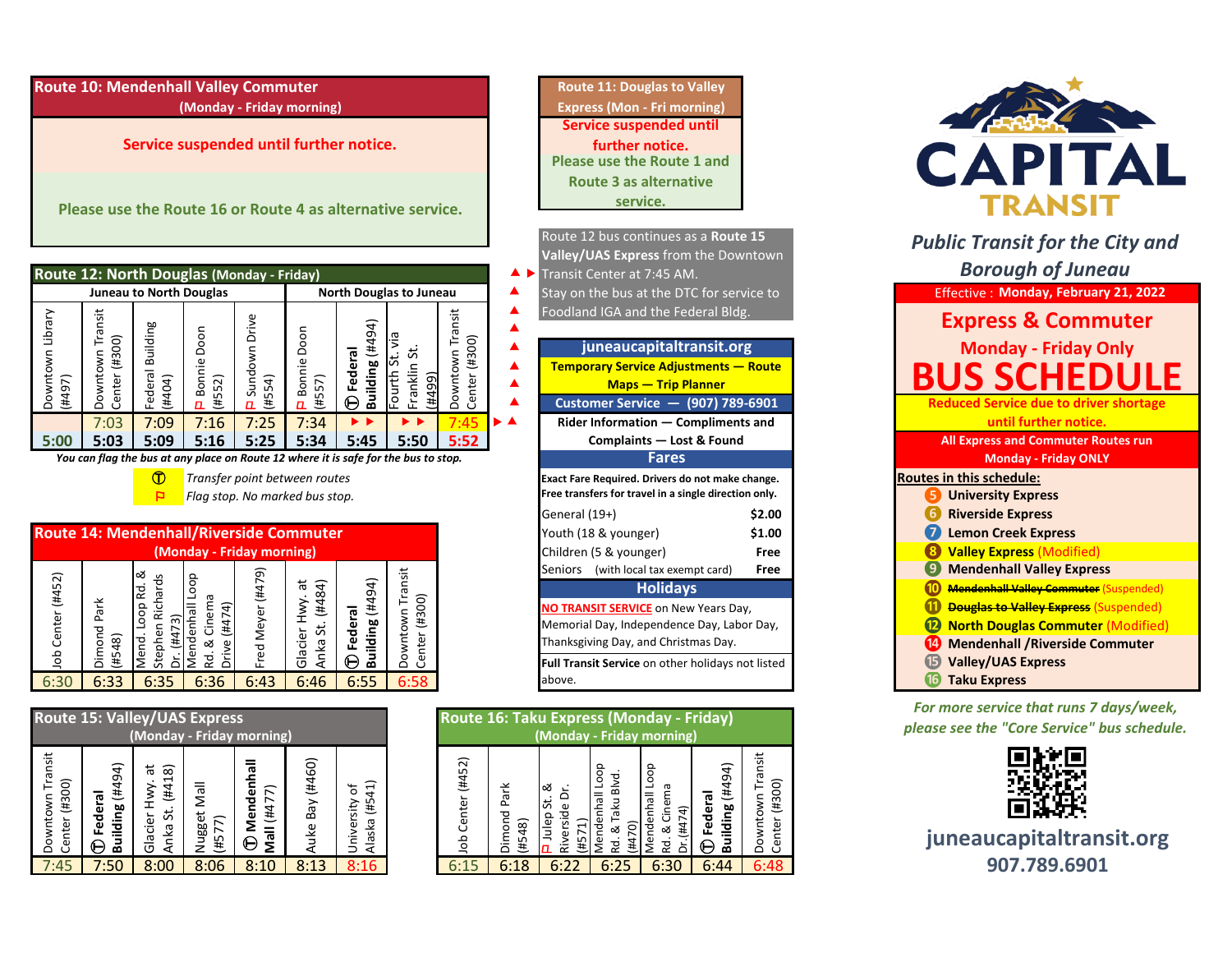# CAPITAL TRANSIT

*Public Transit for the City and Borough of Juneau*

Effective : **Monday, February 21, 2022**

## Express & Commuter

### Monday - Friday Only

# BUS SCHEDULE

**Reduced Service due to driver shortage until further notice.**

**All Express and Commuter Routes run Monday - Friday ONLY**

**Routes in this schedule:**

- 5 **University Express**
- 6 **Riverside Express**
- 7 **Lemon Creek Express**
- 8 **Valley Express** (Modified)
- 9 **Mendenhall Valley Express**
- 10 ~~Mendenhall Valley Commuter~~ (Suspended)
- 11 ~~Douglas to Valley Express~~ (Suspended)
- 12 **North Douglas Commuter** (Modified)
- 14 **Mendenhall /Riverside Commuter**
- 15 **Valley/UAS Express**
- 16 **Taku Express**

*For more service that runs 7 days/week, please see the "Core Service" bus schedule.*

**juneaucapitaltransit.org**
**907.789.6901**

## Route 10: Mendenhall Valley Commuter (Monday - Friday morning)

**Service suspended until further notice.**

**Please use the Route 16 or Route 4 as alternative service.**

## Route 11: Douglas to Valley Express (Mon - Fri morning)

**Service suspended until further notice.**

**Please use the Route 1 and Route 3 as alternative service.**

## Route 12: North Douglas (Monday - Friday)

| Juneau to North Douglas | | | | | North Douglas to Juneau | | | |
|---|---|---|---|---|---|---|---|---|
| Downtown Library (#497) | Downtown Transit Center (#300) | Federal Building (#404) | ⚐ Bonnie Doon (#552) | ⚐ Sundown Drive (#554) | ⚐ Bonnie Doon (#557) | Ⓣ **Federal Building (#494)** | Fourth St. via Franklin St. (#499) | Downtown Transit Center (#300) |
| | 7:03 | 7:09 | 7:16 | 7:25 | 7:34 | ►► | ►► | 7:45 |
| 5:00 | 5:03 | 5:09 | 5:16 | 5:25 | 5:34 | 5:45 | 5:50 | 5:52 |

*You can flag the bus at any place on Route 12 where it is safe for the bus to stop.*

Ⓣ *Transfer point between routes*

⚐ *Flag stop. No marked bus stop.*

Route 12 bus continues as a **Route 15 Valley/UAS Express** from the Downtown Transit Center at 7:45 AM. Stay on the bus at the DTC for service to Foodland IGA and the Federal Bldg.

## Route 14: Mendenhall/Riverside Commuter (Monday - Friday morning)

| Job Center (#452) | Dimond Park (#548) | Mend. Loop Rd. & Stephen Richards Dr. (#473) | Mendenhall Loop Rd. & Cinema Drive (#474) | Fred Meyer (#479) | Glacier Hwy. at Anka St. (#484) | Ⓣ **Federal Building (#494)** | Downtown Transit Center (#300) |
|---|---|---|---|---|---|---|---|
| 6:30 | 6:33 | 6:35 | 6:36 | 6:43 | 6:46 | 6:55 | 6:58 |

**juneaucapitaltransit.org**

**Temporary Service Adjustments — Route Maps — Trip Planner**

**Customer Service — (907) 789-6901**

**Rider Information — Compliments and Complaints — Lost & Found**

### Fares

**Exact Fare Required. Drivers do not make change.**
**Free transfers for travel in a single direction only.**

| Fare | Price |
|---|---|
| General (19+) | **$2.00** |
| Youth (18 & younger) | **$1.00** |
| Children (5 & younger) | **Free** |
| Seniors (with local tax exempt card) | **Free** |

### Holidays

**NO TRANSIT SERVICE** on New Years Day, Memorial Day, Independence Day, Labor Day, Thanksgiving Day, and Christmas Day.

**Full Transit Service** on other holidays not listed above.

## Route 15: Valley/UAS Express (Monday - Friday morning)

| Downtown Transit Center (#300) | Ⓣ **Federal Building (#494)** | Glacier Hwy. at Anka St. (#418) | Nugget Mall (#577) | Ⓣ **Mendenhall Mall (#477)** | Auke Bay (#460) | University of Alaska (#541) |
|---|---|---|---|---|---|---|
| 7:45 | 7:50 | 8:00 | 8:06 | 8:10 | 8:13 | 8:16 |

## Route 16: Taku Express (Monday - Friday) (Monday - Friday morning)

| Job Center (#452) | Dimond Park (#548) | ⚐ Julep St. & Riverside Dr. (#571) | Mendenhall Loop Rd. & Taku Blvd. (#470) | Mendenhall Loop Rd. & Cinema Dr.(#474) | Ⓣ **Federal Building (#494)** | Downtown Transit Center (#300) |
|---|---|---|---|---|---|---|
| 6:15 | 6:18 | 6:22 | 6:25 | 6:30 | 6:44 | 6:48 |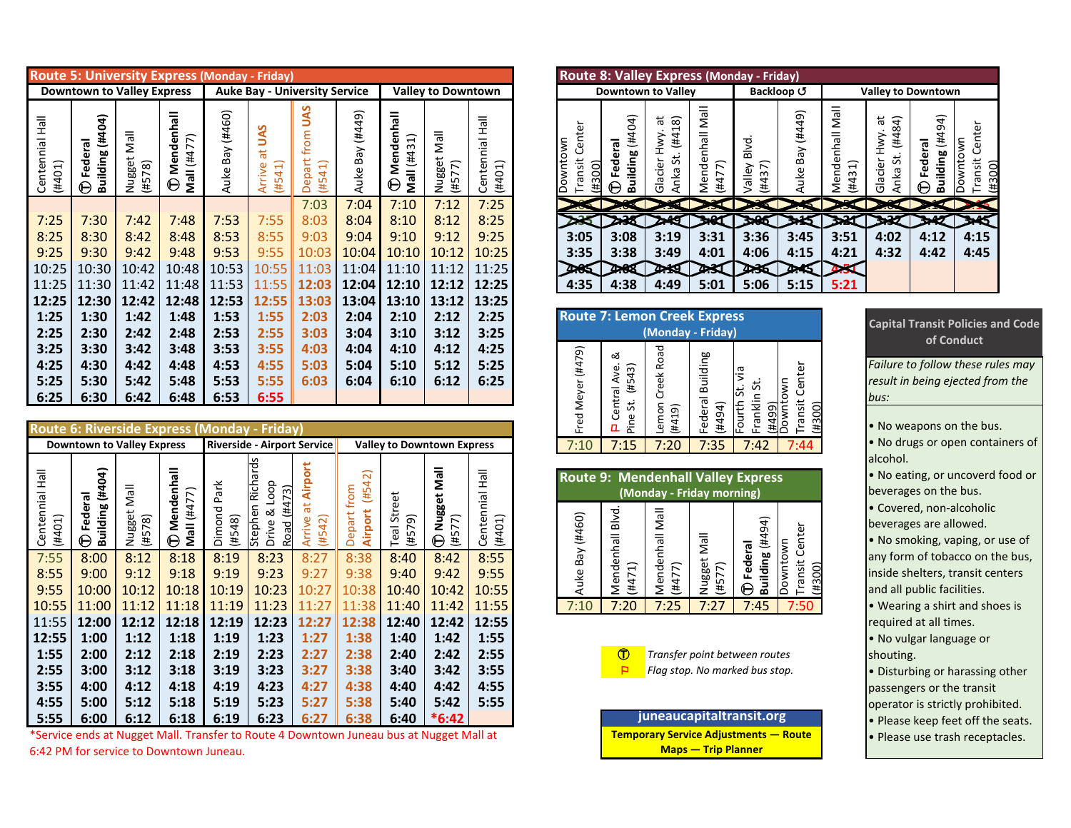## Route 5: University Express (Monday - Friday)

| Downtown to Valley Express | | | | Auke Bay - University Service | | | | Valley to Downtown | | |
|---|---|---|---|---|---|---|---|---|---|---|
| Centennial Hall (#401) | Ⓣ Federal Building (#404) | Nugget Mall (#578) | Ⓣ Mendenhall Mall (#477) | Auke Bay (#460) | Arrive at UAS (#541) | Depart from UAS (#541) | Auke Bay (#449) | Ⓣ Mendenhall Mall (#431) | Nugget Mall (#577) | Centennial Hall (#401) |
| | | | | | | 7:03 | 7:04 | 7:10 | 7:12 | 7:25 |
| 7:25 | 7:30 | 7:42 | 7:48 | 7:53 | 7:55 | 8:03 | 8:04 | 8:10 | 8:12 | 8:25 |
| 8:25 | 8:30 | 8:42 | 8:48 | 8:53 | 8:55 | 9:03 | 9:04 | 9:10 | 9:12 | 9:25 |
| 9:25 | 9:30 | 9:42 | 9:48 | 9:53 | 9:55 | 10:03 | 10:04 | 10:10 | 10:12 | 10:25 |
| 10:25 | 10:30 | 10:42 | 10:48 | 10:53 | 10:55 | 11:03 | 11:04 | 11:10 | 11:12 | 11:25 |
| 11:25 | 11:30 | 11:42 | 11:48 | 11:53 | 11:55 | 12:03 | 12:04 | 12:10 | 12:12 | 12:25 |
| 12:25 | 12:30 | 12:42 | 12:48 | 12:53 | 12:55 | 13:03 | 13:04 | 13:10 | 13:12 | 13:25 |
| 1:25 | 1:30 | 1:42 | 1:48 | 1:53 | 1:55 | 2:03 | 2:04 | 2:10 | 2:12 | 2:25 |
| 2:25 | 2:30 | 2:42 | 2:48 | 2:53 | 2:55 | 3:03 | 3:04 | 3:10 | 3:12 | 3:25 |
| 3:25 | 3:30 | 3:42 | 3:48 | 3:53 | 3:55 | 4:03 | 4:04 | 4:10 | 4:12 | 4:25 |
| 4:25 | 4:30 | 4:42 | 4:48 | 4:53 | 4:55 | 5:03 | 5:04 | 5:10 | 5:12 | 5:25 |
| 5:25 | 5:30 | 5:42 | 5:48 | 5:53 | 5:55 | 6:03 | 6:04 | 6:10 | 6:12 | 6:25 |
| 6:25 | 6:30 | 6:42 | 6:48 | 6:53 | 6:55 | | | | | |

## Route 6: Riverside Express (Monday - Friday)

| Downtown to Valley Express | | | | Riverside - Airport Service | | | | Valley to Downtown Express | | |
|---|---|---|---|---|---|---|---|---|---|---|
| Centennial Hall (#401) | Ⓣ Federal Building (#404) | Nugget Mall (#578) | Ⓣ Mendenhall Mall (#477) | Dimond Park (#548) | Stephen Richards Drive & Loop Road (#473) | Arrive at Airport (#542) | Depart from Airport (#542) | Teal Street (#579) | Ⓣ Nugget Mall (#577) | Centennial Hall (#401) |
| 7:55 | 8:00 | 8:12 | 8:18 | 8:19 | 8:23 | 8:27 | 8:38 | 8:40 | 8:42 | 8:55 |
| 8:55 | 9:00 | 9:12 | 9:18 | 9:19 | 9:23 | 9:27 | 9:38 | 9:40 | 9:42 | 9:55 |
| 9:55 | 10:00 | 10:12 | 10:18 | 10:19 | 10:23 | 10:27 | 10:38 | 10:40 | 10:42 | 10:55 |
| 10:55 | 11:00 | 11:12 | 11:18 | 11:19 | 11:23 | 11:27 | 11:38 | 11:40 | 11:42 | 11:55 |
| 11:55 | 12:00 | 12:12 | 12:18 | 12:19 | 12:23 | 12:27 | 12:38 | 12:40 | 12:42 | 12:55 |
| 12:55 | 1:00 | 1:12 | 1:18 | 1:19 | 1:23 | 1:27 | 1:38 | 1:40 | 1:42 | 1:55 |
| 1:55 | 2:00 | 2:12 | 2:18 | 2:19 | 2:23 | 2:27 | 2:38 | 2:40 | 2:42 | 2:55 |
| 2:55 | 3:00 | 3:12 | 3:18 | 3:19 | 3:23 | 3:27 | 3:38 | 3:40 | 3:42 | 3:55 |
| 3:55 | 4:00 | 4:12 | 4:18 | 4:19 | 4:23 | 4:27 | 4:38 | 4:40 | 4:42 | 4:55 |
| 4:55 | 5:00 | 5:12 | 5:18 | 5:19 | 5:23 | 5:27 | 5:38 | 5:40 | 5:42 | 5:55 |
| 5:55 | 6:00 | 6:12 | 6:18 | 6:19 | 6:23 | 6:27 | 6:38 | 6:40 | *6:42 | |

*Service ends at Nugget Mall. Transfer to Route 4 Downtown Juneau bus at Nugget Mall at 6:42 PM for service to Downtown Juneau.

## Route 8: Valley Express (Monday - Friday)

| Downtown to Valley | | | | Backloop ↺ | | Valley to Downtown | | | |
|---|---|---|---|---|---|---|---|---|---|
| Downtown Transit Center (#300) | Ⓣ Federal Building (#404) | Glacier Hwy. at Anka St. (#418) | Mendenhall Mall (#477) | Valley Blvd. (#437) | Auke Bay (#449) | Mendenhall Mall (#431) | Glacier Hwy. at Anka St. (#484) | Ⓣ Federal Building (#494) | Downtown Transit Center (#300) |
| ~~2:05~~ | ~~2:08~~ | ~~2:19~~ | ~~2:31~~ | ~~2:36~~ | ~~2:45~~ | ~~2:51~~ | ~~3:02~~ | ~~3:12~~ | ~~3:15~~ |
| ~~2:35~~ | ~~2:38~~ | ~~2:49~~ | ~~3:01~~ | ~~3:06~~ | ~~3:15~~ | ~~3:21~~ | ~~3:32~~ | ~~3:42~~ | ~~3:45~~ |
| 3:05 | 3:08 | 3:19 | 3:31 | 3:36 | 3:45 | 3:51 | 4:02 | 4:12 | 4:15 |
| 3:35 | 3:38 | 3:49 | 4:01 | 4:06 | 4:15 | 4:21 | 4:32 | 4:42 | 4:45 |
| ~~4:05~~ | ~~4:08~~ | ~~4:19~~ | ~~4:31~~ | ~~4:36~~ | ~~4:45~~ | ~~4:51~~ | | | |
| 4:35 | 4:38 | 4:49 | 5:01 | 5:06 | 5:15 | 5:21 | | | |

## Route 7: Lemon Creek Express (Monday - Friday)

| Fred Meyer (#479) | ⚑ Central Ave. & Pine St. (#543) | Lemon Creek Road (#419) | Federal Building (#494) | Fourth St. via Franklin St. (#499) | Downtown Transit Center (#300) |
|---|---|---|---|---|---|
| 7:10 | 7:15 | 7:20 | 7:35 | 7:42 | 7:44 |

## Route 9: Mendenhall Valley Express (Monday - Friday morning)

| Auke Bay (#460) | Mendenhall Blvd. (#471) | Mendenhall Mall (#477) | Nugget Mall (#577) | Ⓣ Federal Building (#494) | Downtown Transit Center (#300) |
|---|---|---|---|---|---|
| 7:10 | 7:20 | 7:25 | 7:27 | 7:45 | 7:50 |

Ⓣ *Transfer point between routes*

⚑ *Flag stop. No marked bus stop.*

**juneaucapitaltransit.org**

**Temporary Service Adjustments — Route Maps — Trip Planner**

### Capital Transit Policies and Code of Conduct

*Failure to follow these rules may result in being ejected from the bus:*

- No weapons on the bus.
- No drugs or open containers of alcohol.
- No eating, or uncoverd food or beverages on the bus.
- Covered, non-alcoholic beverages are allowed.
- No smoking, vaping, or use of any form of tobacco on the bus, inside shelters, transit centers and all public facilities.
- Wearing a shirt and shoes is required at all times.
- No vulgar language or shouting.
- Disturbing or harassing other passengers or the transit operator is strictly prohibited.
- Please keep feet off the seats.
- Please use trash receptacles.